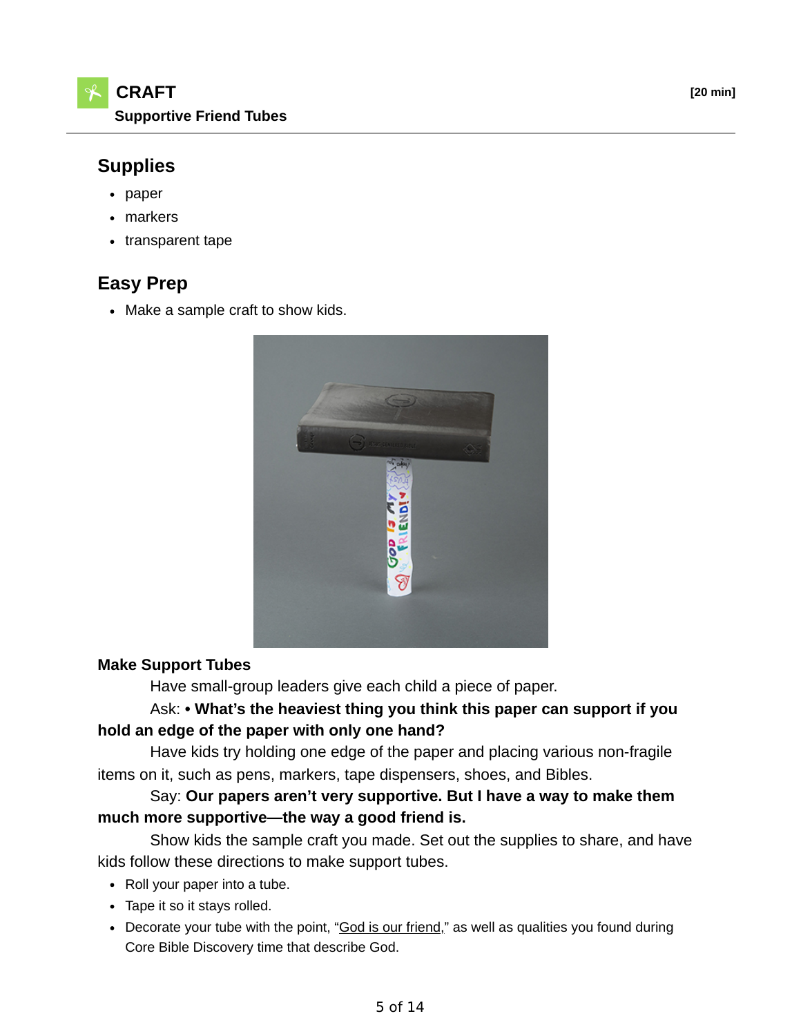# CRAFT

**Supportive Friend Tubes**

**[20 min]**

## Supplies

- paper
- markers
- transparent tape

## Easy Prep

- Make a sample craft to show kids.

**Make Support Tubes**

Have small-group leaders give each child a piece of paper.

Ask: **• What's the heaviest thing you think this paper can support if you hold an edge of the paper with only one hand?**

Have kids try holding one edge of the paper and placing various non-fragile items on it, such as pens, markers, tape dispensers, shoes, and Bibles.

Say: **Our papers aren't very supportive. But I have a way to make them much more supportive—the way a good friend is.**

Show kids the sample craft you made. Set out the supplies to share, and have kids follow these directions to make support tubes.

- Roll your paper into a tube.
- Tape it so it stays rolled.
- Decorate your tube with the point, "God is our friend," as well as qualities you found during Core Bible Discovery time that describe God.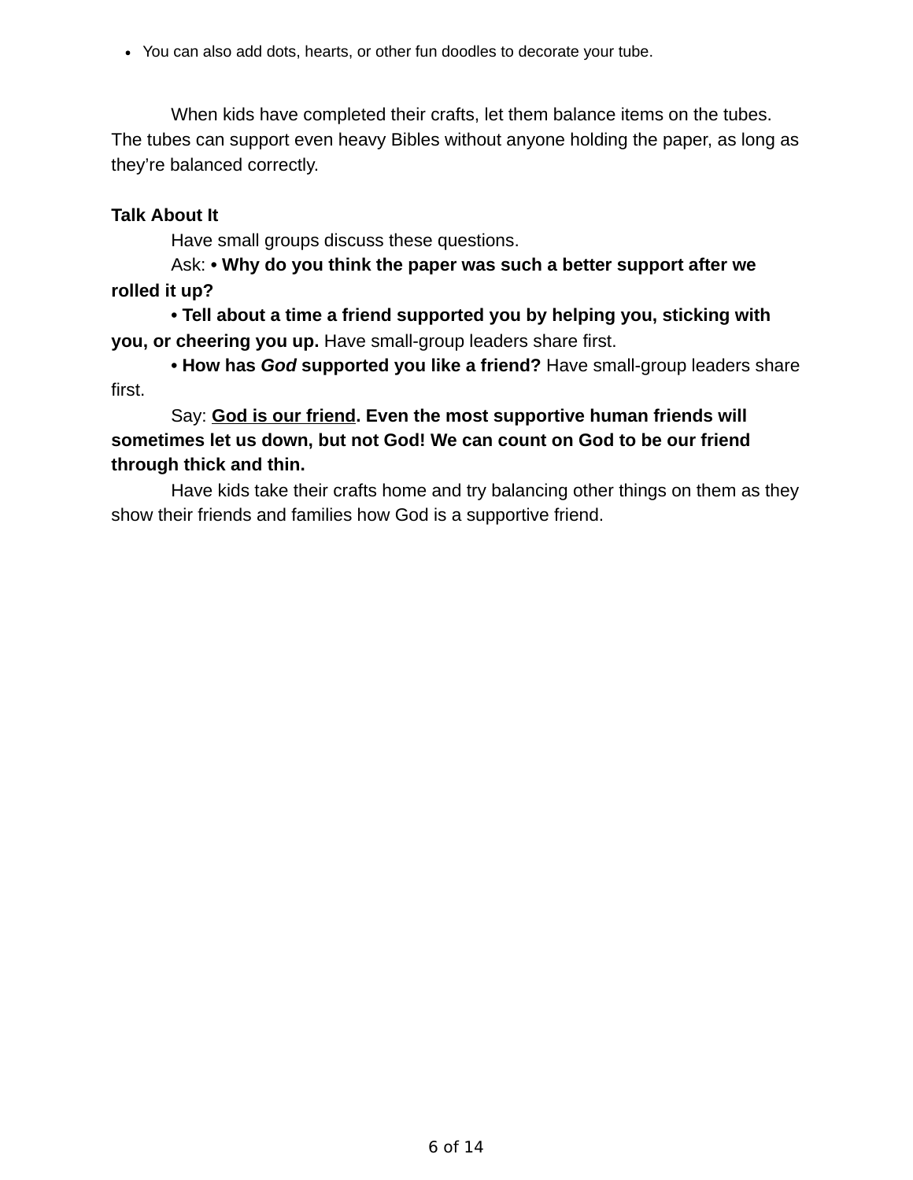- You can also add dots, hearts, or other fun doodles to decorate your tube.

When kids have completed their crafts, let them balance items on the tubes. The tubes can support even heavy Bibles without anyone holding the paper, as long as they're balanced correctly.

**Talk About It**

Have small groups discuss these questions.

Ask: **• Why do you think the paper was such a better support after we rolled it up?**

**• Tell about a time a friend supported you by helping you, sticking with you, or cheering you up.** Have small-group leaders share first.

**• How has *God* supported you like a friend?** Have small-group leaders share first.

Say: **<u>God is our friend</u>. Even the most supportive human friends will sometimes let us down, but not God! We can count on God to be our friend through thick and thin.**

Have kids take their crafts home and try balancing other things on them as they show their friends and families how God is a supportive friend.